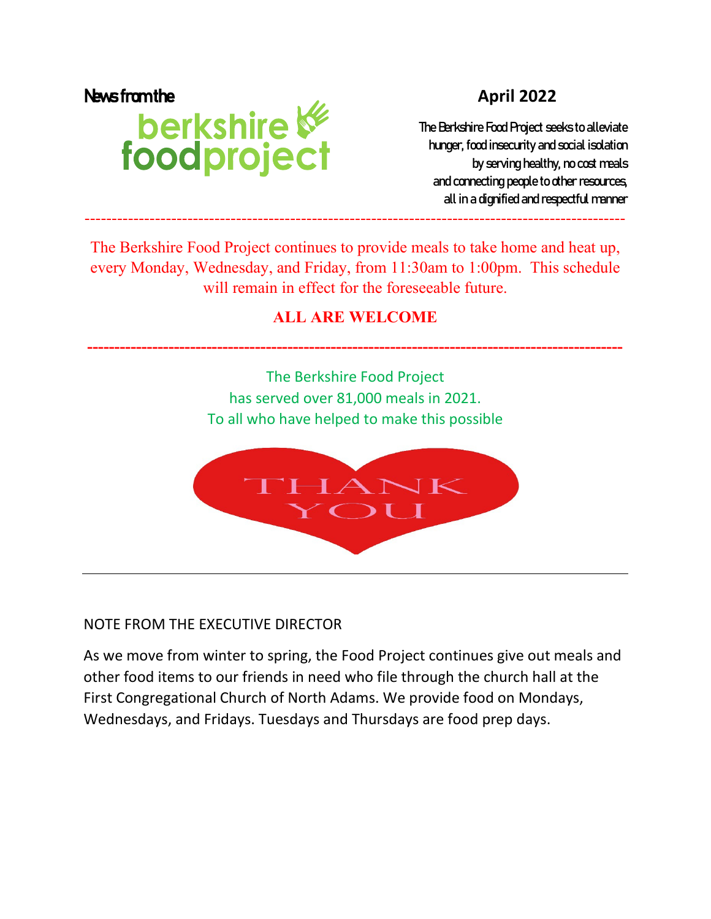News from the **berkshire foodproject**

## April 2022

The Berkshire Food Project seeks to alleviate hunger, food insecurity and social isolation by serving healthy, no cost meals and connecting people to other resources, all in a dignified and respectful manner

---

The Berkshire Food Project continues to provide meals to take home and heat up, every Monday, Wednesday, and Friday, from 11:30am to 1:00pm. This schedule will remain in effect for the foreseeable future.

**ALL ARE WELCOME**

---

The Berkshire Food Project
has served over 81,000 meals in 2021.
To all who have helped to make this possible

THANK YOU

---

NOTE FROM THE EXECUTIVE DIRECTOR

As we move from winter to spring, the Food Project continues give out meals and other food items to our friends in need who file through the church hall at the First Congregational Church of North Adams. We provide food on Mondays, Wednesdays, and Fridays. Tuesdays and Thursdays are food prep days.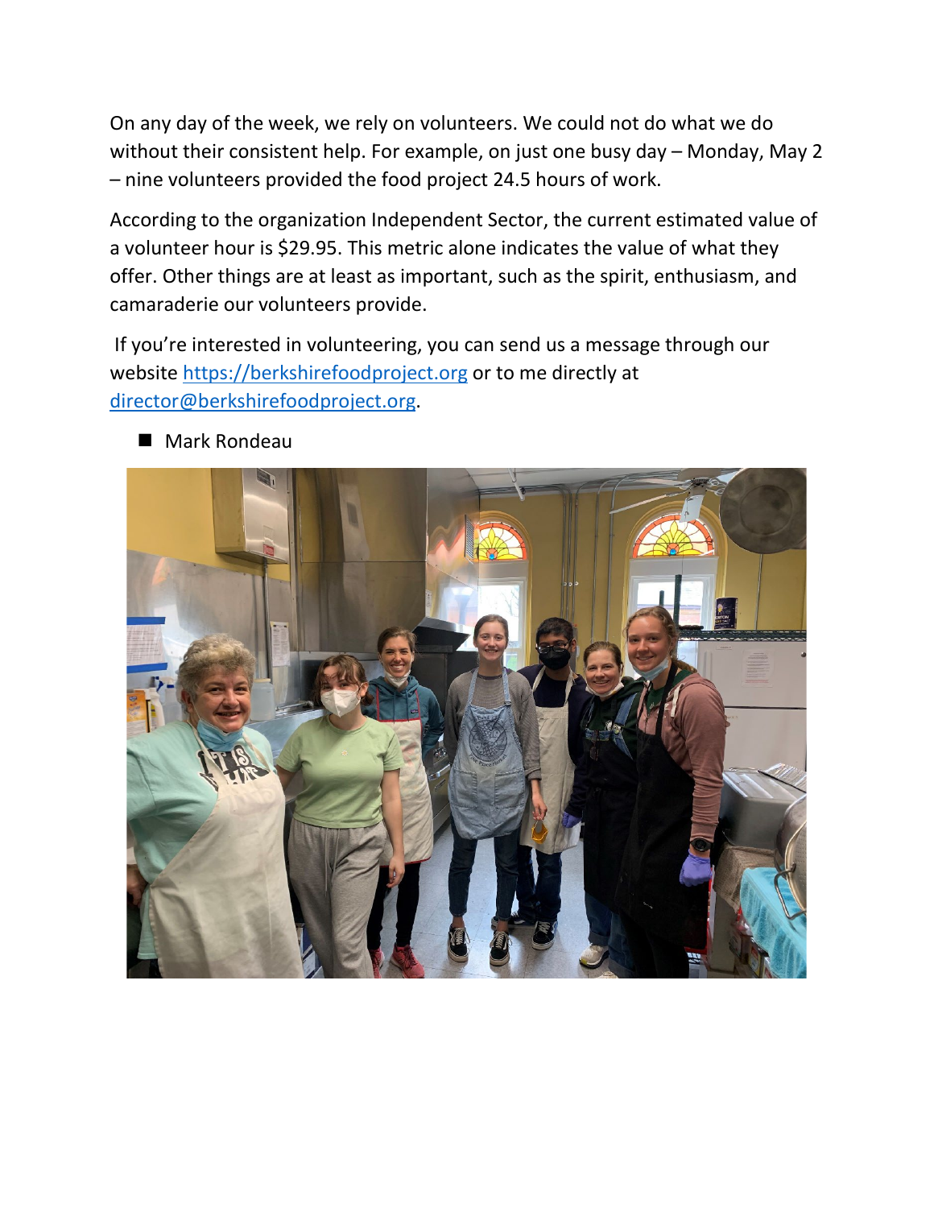On any day of the week, we rely on volunteers. We could not do what we do without their consistent help. For example, on just one busy day – Monday, May 2 – nine volunteers provided the food project 24.5 hours of work.

According to the organization Independent Sector, the current estimated value of a volunteer hour is $29.95. This metric alone indicates the value of what they offer. Other things are at least as important, such as the spirit, enthusiasm, and camaraderie our volunteers provide.

If you're interested in volunteering, you can send us a message through our website https://berkshirefoodproject.org or to me directly at director@berkshirefoodproject.org.

- Mark Rondeau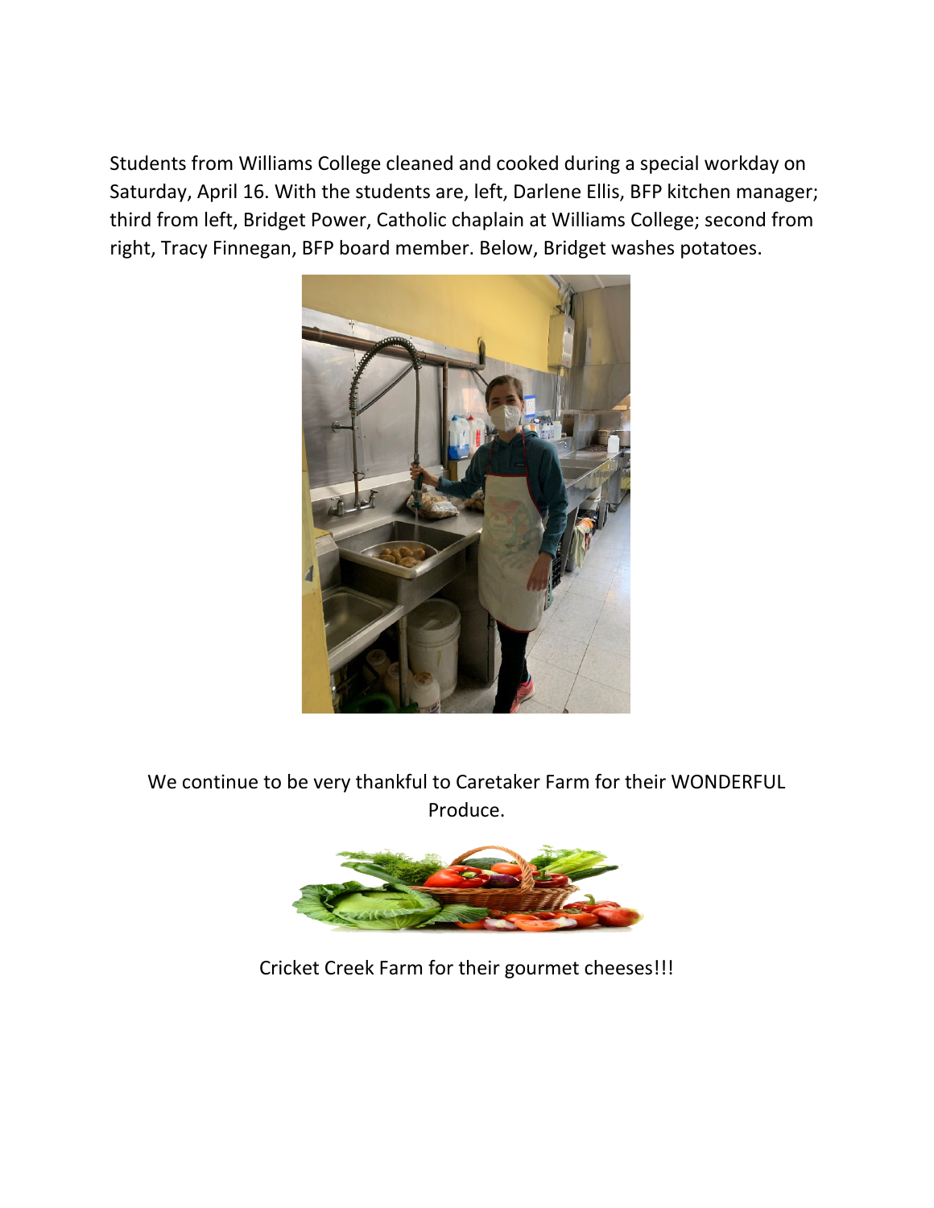Students from Williams College cleaned and cooked during a special workday on Saturday, April 16. With the students are, left, Darlene Ellis, BFP kitchen manager; third from left, Bridget Power, Catholic chaplain at Williams College; second from right, Tracy Finnegan, BFP board member. Below, Bridget washes potatoes.

We continue to be very thankful to Caretaker Farm for their WONDERFUL Produce.

Cricket Creek Farm for their gourmet cheeses!!!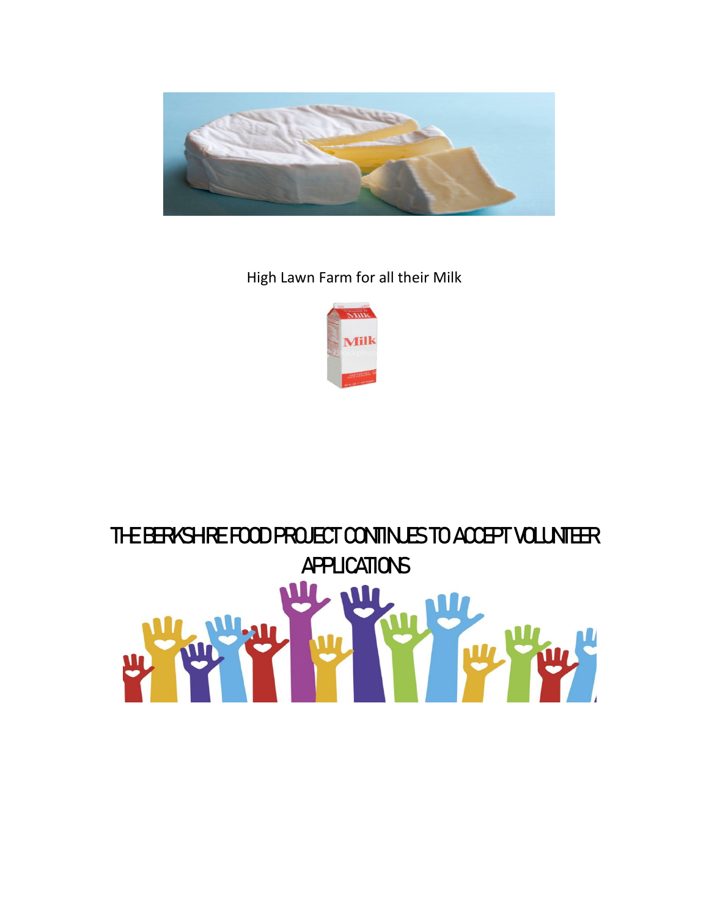High Lawn Farm for all their Milk

THE BERKSHIRE FOOD PROJECT CONTINUES TO ACCEPT VOLUNTEER APPLICATIONS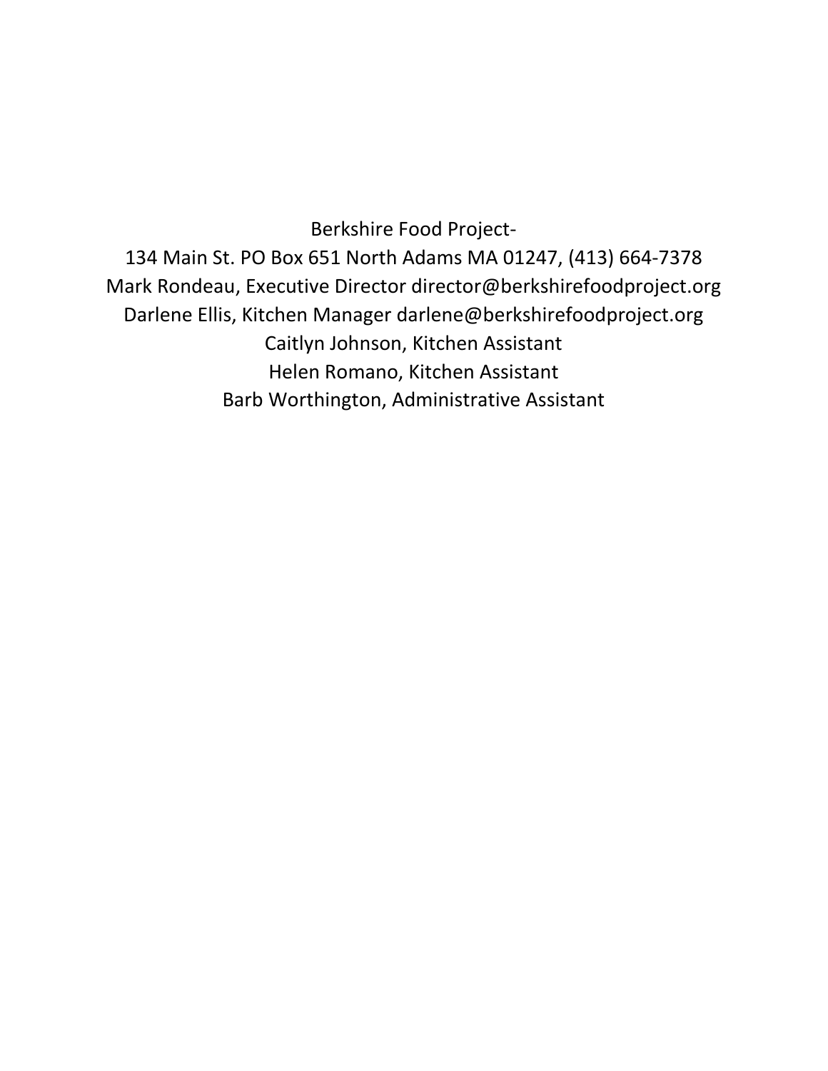Berkshire Food Project-

134 Main St. PO Box 651 North Adams MA 01247, (413) 664-7378

Mark Rondeau, Executive Director director@berkshirefoodproject.org

Darlene Ellis, Kitchen Manager darlene@berkshirefoodproject.org

Caitlyn Johnson, Kitchen Assistant

Helen Romano, Kitchen Assistant

Barb Worthington, Administrative Assistant